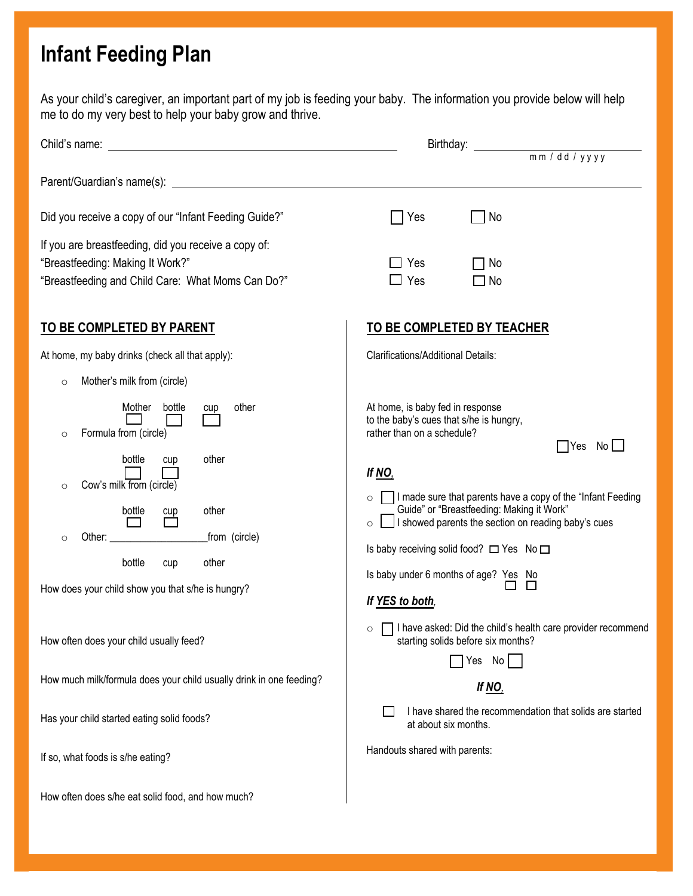# Infant Feeding Plan

As your child's caregiver, an important part of my job is feeding your baby. The information you provide below will help me to do my very best to help your baby grow and thrive.

Child's name: ______________________________ Birthday: ______________
mm / dd / yyyy

Parent/Guardian's name(s): ______________________________

Did you receive a copy of our "Infant Feeding Guide?" ☐ Yes ☐ No

If you are breastfeeding, did you receive a copy of:

"Breastfeeding: Making It Work?" ☐ Yes ☐ No

"Breastfeeding and Child Care: What Moms Can Do?" ☐ Yes ☐ No

## TO BE COMPLETED BY PARENT

At home, my baby drinks (check all that apply):

- Mother's milk from (circle)
  Mother ☐ bottle ☐ cup ☐ other
- Formula from (circle)
  bottle ☐ cup ☐ other
- Cow's milk from (circle)
  bottle ☐ cup ☐ other
- Other: __________________from (circle)
  bottle cup other

How does your child show you that s/he is hungry?

How often does your child usually feed?

How much milk/formula does your child usually drink in one feeding?

Has your child started eating solid foods?

If so, what foods is s/he eating?

How often does s/he eat solid food, and how much?

## TO BE COMPLETED BY TEACHER

Clarifications/Additional Details:

At home, is baby fed in response to the baby's cues that s/he is hungry, rather than on a schedule?

☐ Yes No ☐

***If NO,***

- ☐ I made sure that parents have a copy of the "Infant Feeding Guide" or "Breastfeeding: Making it Work"
- ☐ I showed parents the section on reading baby's cues

Is baby receiving solid food? ☐ Yes No ☐

Is baby under 6 months of age? Yes ☐ No ☐

***If YES to both,***

- ☐ I have asked: Did the child's health care provider recommend starting solids before six months?

  ☐ Yes No ☐

  ***If NO,***

  ☐ I have shared the recommendation that solids are started at about six months.

Handouts shared with parents: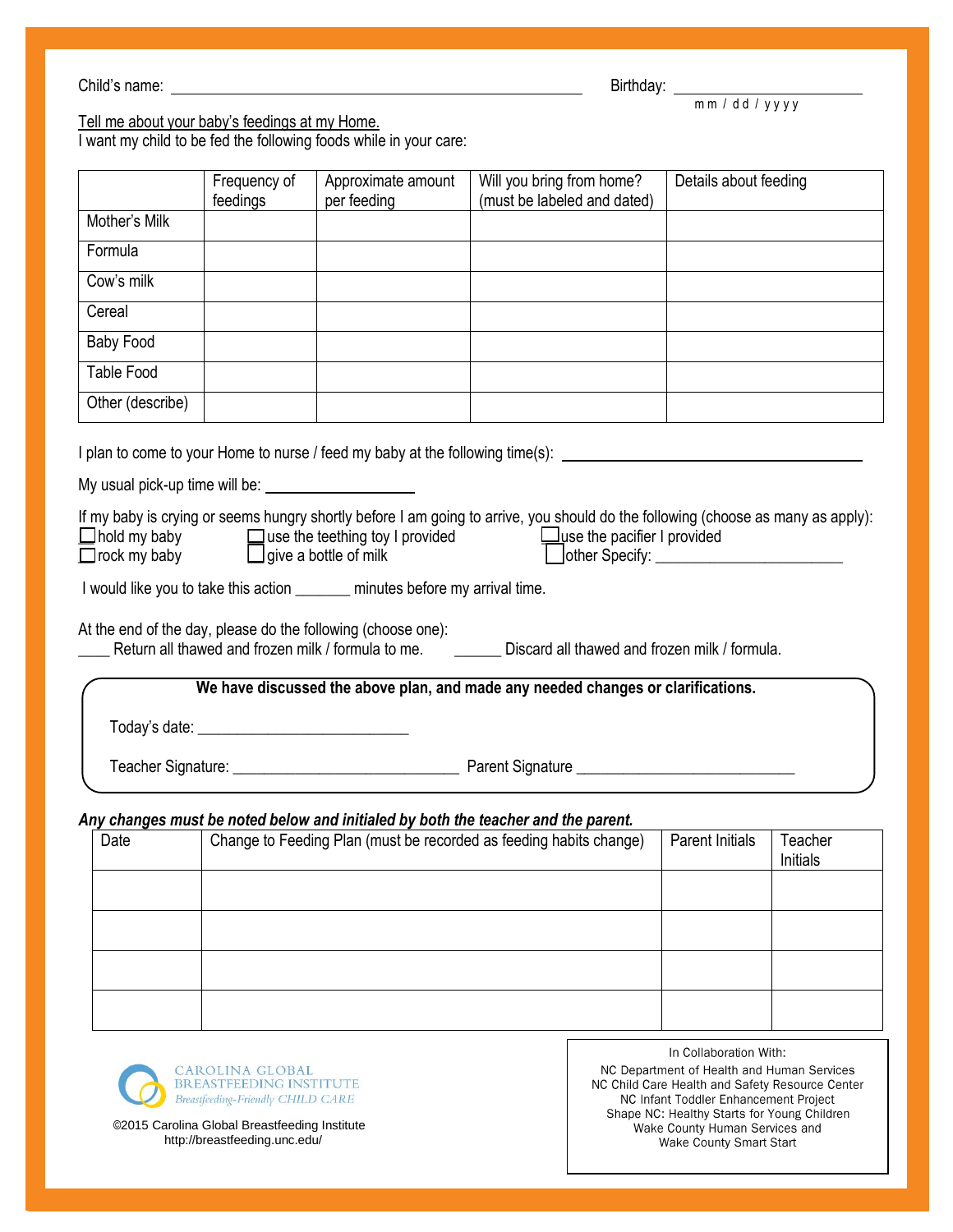Child's name: ____________________________________ Birthday: ____________________ mm / dd / yyyy

Tell me about your baby's feedings at my Home.

I want my child to be fed the following foods while in your care:

| | Frequency of feedings | Approximate amount per feeding | Will you bring from home? (must be labeled and dated) | Details about feeding |
|---|---|---|---|---|
| Mother's Milk | | | | |
| Formula | | | | |
| Cow's milk | | | | |
| Cereal | | | | |
| Baby Food | | | | |
| Table Food | | | | |
| Other (describe) | | | | |

I plan to come to your Home to nurse / feed my baby at the following time(s): ______________________________

My usual pick-up time will be: ______________

If my baby is crying or seems hungry shortly before I am going to arrive, you should do the following (choose as many as apply):

- ☐ hold my baby
- ☐ use the teething toy I provided
- ☐ use the pacifier I provided
- ☐ rock my baby
- ☐ give a bottle of milk
- ☐ other Specify: ______________________

I would like you to take this action _______ minutes before my arrival time.

At the end of the day, please do the following (choose one):

____ Return all thawed and frozen milk / formula to me. ______ Discard all thawed and frozen milk / formula.

**We have discussed the above plan, and made any needed changes or clarifications.**

Today's date: _________________________

Teacher Signature: ___________________________ Parent Signature ___________________________

***Any changes must be noted below and initialed by both the teacher and the parent.***

| Date | Change to Feeding Plan (must be recorded as feeding habits change) | Parent Initials | Teacher Initials |
|---|---|---|---|
| | | | |
| | | | |
| | | | |
| | | | |

CAROLINA GLOBAL BREASTFEEDING INSTITUTE
Breastfeeding-Friendly CHILD CARE

©2015 Carolina Global Breastfeeding Institute
http://breastfeeding.unc.edu/

In Collaboration With:
NC Department of Health and Human Services
NC Child Care Health and Safety Resource Center
NC Infant Toddler Enhancement Project
Shape NC: Healthy Starts for Young Children
Wake County Human Services and
Wake County Smart Start